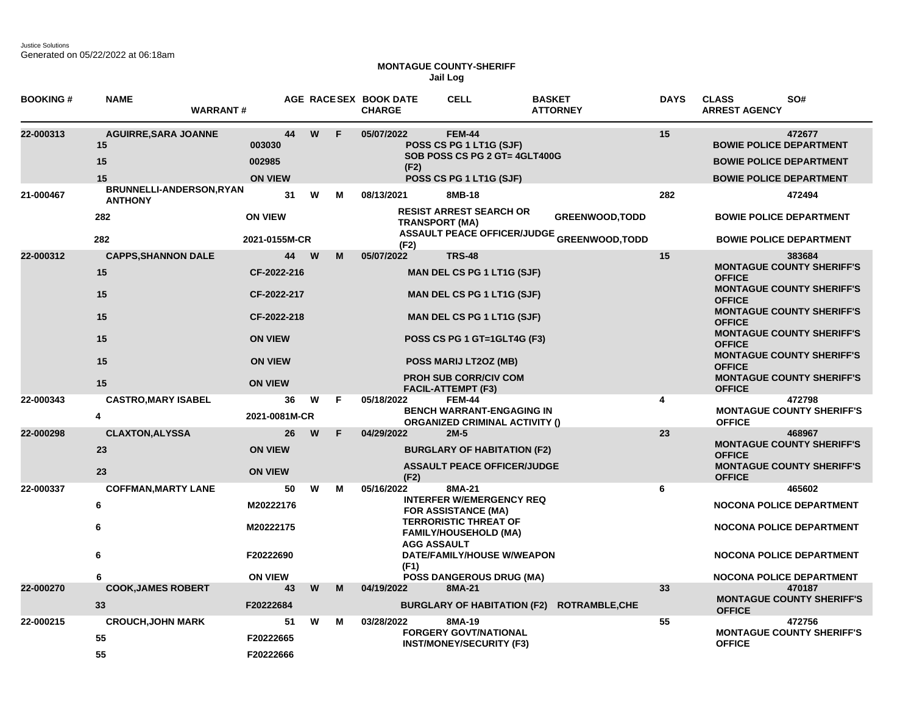Justice Solutions
Generated on 05/22/2022 at 06:18am

**MONTAGUE COUNTY-SHERIFF**
**Jail Log**

| BOOKING # | NAME / WARRANT # | | AGE | RACE | SEX | BOOK DATE / CHARGE | CELL | BASKET / ATTORNEY | DAYS | CLASS / ARREST AGENCY | SO# |
|---|---|---|---|---|---|---|---|---|---|---|---|
| 22-000313 | AGUIRRE,SARA JOANNE | | 44 | W | F | 05/07/2022 | FEM-44 | | 15 | | 472677 |
| | 15 | 003030 | | | | POSS CS PG 1 LT1G (SJF) | | | | BOWIE POLICE DEPARTMENT | |
| | 15 | 002985 | | | | SOB POSS CS PG 2 GT= 4GLT400G (F2) | | | | BOWIE POLICE DEPARTMENT | |
| | 15 | ON VIEW | | | | POSS CS PG 1 LT1G (SJF) | | | | BOWIE POLICE DEPARTMENT | |
| 21-000467 | BRUNNELLI-ANDERSON,RYAN ANTHONY | | 31 | W | M | 08/13/2021 | 8MB-18 | | 282 | | 472494 |
| | 282 | ON VIEW | | | | RESIST ARREST SEARCH OR TRANSPORT (MA) | | GREENWOOD,TODD | | BOWIE POLICE DEPARTMENT | |
| | 282 | 2021-0155M-CR | | | | ASSAULT PEACE OFFICER/JUDGE (F2) | | GREENWOOD,TODD | | BOWIE POLICE DEPARTMENT | |
| 22-000312 | CAPPS,SHANNON DALE | | 44 | W | M | 05/07/2022 | TRS-48 | | 15 | | 383684 |
| | 15 | CF-2022-216 | | | | MAN DEL CS PG 1 LT1G (SJF) | | | | MONTAGUE COUNTY SHERIFF'S OFFICE | |
| | 15 | CF-2022-217 | | | | MAN DEL CS PG 1 LT1G (SJF) | | | | MONTAGUE COUNTY SHERIFF'S OFFICE | |
| | 15 | CF-2022-218 | | | | MAN DEL CS PG 1 LT1G (SJF) | | | | MONTAGUE COUNTY SHERIFF'S OFFICE | |
| | 15 | ON VIEW | | | | POSS CS PG 1 GT=1GLT4G (F3) | | | | MONTAGUE COUNTY SHERIFF'S OFFICE | |
| | 15 | ON VIEW | | | | POSS MARIJ LT2OZ (MB) | | | | MONTAGUE COUNTY SHERIFF'S OFFICE | |
| | 15 | ON VIEW | | | | PROH SUB CORR/CIV COM FACIL-ATTEMPT (F3) | | | | MONTAGUE COUNTY SHERIFF'S OFFICE | |
| 22-000343 | CASTRO,MARY ISABEL | | 36 | W | F | 05/18/2022 | FEM-44 | | 4 | | 472798 |
| | 4 | 2021-0081M-CR | | | | BENCH WARRANT-ENGAGING IN ORGANIZED CRIMINAL ACTIVITY () | | | | MONTAGUE COUNTY SHERIFF'S OFFICE | |
| 22-000298 | CLAXTON,ALYSSA | | 26 | W | F | 04/29/2022 | 2M-5 | | 23 | | 468967 |
| | 23 | ON VIEW | | | | BURGLARY OF HABITATION (F2) | | | | MONTAGUE COUNTY SHERIFF'S OFFICE | |
| | 23 | ON VIEW | | | | ASSAULT PEACE OFFICER/JUDGE (F2) | | | | MONTAGUE COUNTY SHERIFF'S OFFICE | |
| 22-000337 | COFFMAN,MARTY LANE | | 50 | W | M | 05/16/2022 | 8MA-21 | | 6 | | 465602 |
| | 6 | M20222176 | | | | INTERFER W/EMERGENCY REQ FOR ASSISTANCE (MA) | | | | NOCONA POLICE DEPARTMENT | |
| | 6 | M20222175 | | | | TERRORISTIC THREAT OF FAMILY/HOUSEHOLD (MA) | | | | NOCONA POLICE DEPARTMENT | |
| | 6 | F20222690 | | | | AGG ASSAULT DATE/FAMILY/HOUSE W/WEAPON (F1) | | | | NOCONA POLICE DEPARTMENT | |
| | 6 | ON VIEW | | | | POSS DANGEROUS DRUG (MA) | | | | NOCONA POLICE DEPARTMENT | |
| 22-000270 | COOK,JAMES ROBERT | | 43 | W | M | 04/19/2022 | 8MA-21 | | 33 | | 470187 |
| | 33 | F20222684 | | | | BURGLARY OF HABITATION (F2) | | ROTRAMBLE,CHE | | MONTAGUE COUNTY SHERIFF'S OFFICE | |
| 22-000215 | CROUCH,JOHN MARK | | 51 | W | M | 03/28/2022 | 8MA-19 | | 55 | | 472756 |
| | 55 | F20222665 | | | | FORGERY GOVT/NATIONAL INST/MONEY/SECURITY (F3) | | | | MONTAGUE COUNTY SHERIFF'S OFFICE | |
| | 55 | F20222666 | | | | | | | | | |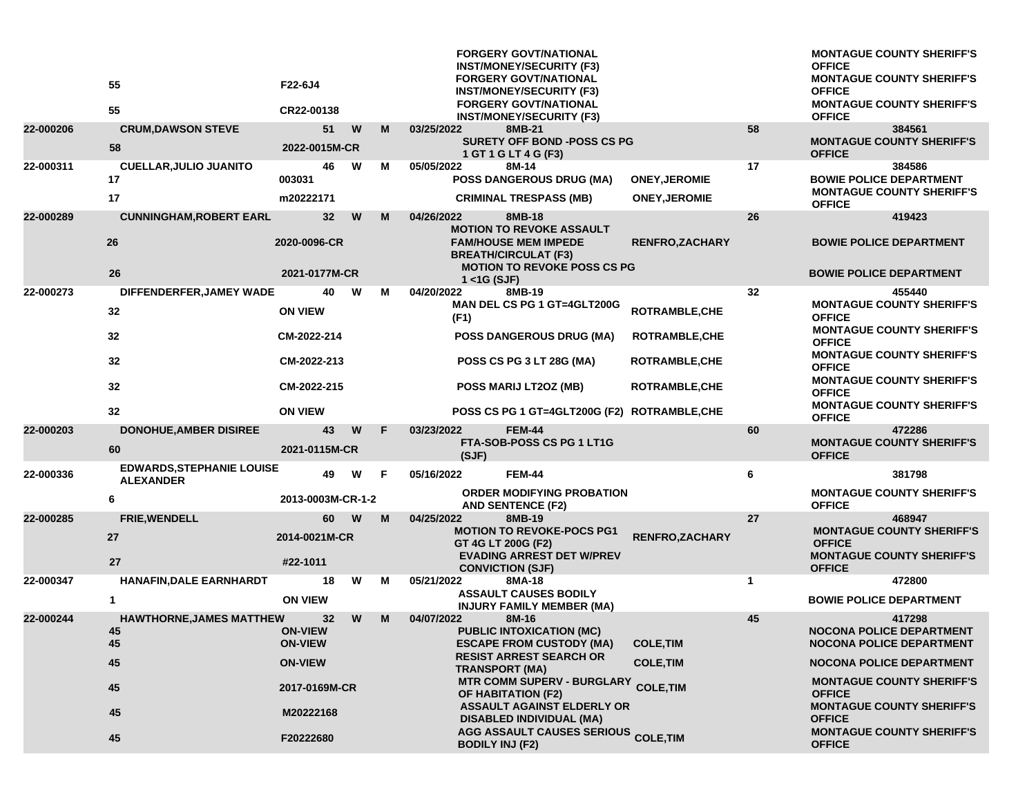| | | | | | | | | | |
|---|---|---|---|---|---|---|---|---|---|
| | | | | | | FORGERY GOVT/NATIONAL INST/MONEY/SECURITY (F3) | | | MONTAGUE COUNTY SHERIFF'S OFFICE |
| | 55 | F22-6J4 | | | | FORGERY GOVT/NATIONAL INST/MONEY/SECURITY (F3) | | | MONTAGUE COUNTY SHERIFF'S OFFICE |
| | 55 | CR22-00138 | | | | FORGERY GOVT/NATIONAL INST/MONEY/SECURITY (F3) | | | MONTAGUE COUNTY SHERIFF'S OFFICE |
| 22-000206 | CRUM,DAWSON STEVE | 51 | W | M | 03/25/2022 | 8MB-21 | | 58 | 384561 |
| | 58 | 2022-0015M-CR | | | | SURETY OFF BOND -POSS CS PG 1 GT 1 G LT 4 G (F3) | | | MONTAGUE COUNTY SHERIFF'S OFFICE |
| 22-000311 | CUELLAR,JULIO JUANITO | 46 | W | M | 05/05/2022 | 8M-14 | | 17 | 384586 |
| | 17 | 003031 | | | | POSS DANGEROUS DRUG (MA) | ONEY,JEROMIE | | BOWIE POLICE DEPARTMENT |
| | 17 | m20222171 | | | | CRIMINAL TRESPASS (MB) | ONEY,JEROMIE | | MONTAGUE COUNTY SHERIFF'S OFFICE |
| 22-000289 | CUNNINGHAM,ROBERT EARL | 32 | W | M | 04/26/2022 | 8MB-18 | | 26 | 419423 |
| | 26 | 2020-0096-CR | | | | MOTION TO REVOKE ASSAULT FAM/HOUSE MEM IMPEDE BREATH/CIRCULAT (F3) | RENFRO,ZACHARY | | BOWIE POLICE DEPARTMENT |
| | 26 | 2021-0177M-CR | | | | MOTION TO REVOKE POSS CS PG 1 <1G (SJF) | | | BOWIE POLICE DEPARTMENT |
| 22-000273 | DIFFENDERFER,JAMEY WADE | 40 | W | M | 04/20/2022 | 8MB-19 | | 32 | 455440 |
| | 32 | ON VIEW | | | | MAN DEL CS PG 1 GT=4GLT200G (F1) | ROTRAMBLE,CHE | | MONTAGUE COUNTY SHERIFF'S OFFICE |
| | 32 | CM-2022-214 | | | | POSS DANGEROUS DRUG (MA) | ROTRAMBLE,CHE | | MONTAGUE COUNTY SHERIFF'S OFFICE |
| | 32 | CM-2022-213 | | | | POSS CS PG 3 LT 28G (MA) | ROTRAMBLE,CHE | | MONTAGUE COUNTY SHERIFF'S OFFICE |
| | 32 | CM-2022-215 | | | | POSS MARIJ LT2OZ (MB) | ROTRAMBLE,CHE | | MONTAGUE COUNTY SHERIFF'S OFFICE |
| | 32 | ON VIEW | | | | POSS CS PG 1 GT=4GLT200G (F2) | ROTRAMBLE,CHE | | MONTAGUE COUNTY SHERIFF'S OFFICE |
| 22-000203 | DONOHUE,AMBER DISIREE | 43 | W | F | 03/23/2022 | FEM-44 | | 60 | 472286 |
| | 60 | 2021-0115M-CR | | | | FTA-SOB-POSS CS PG 1 LT1G (SJF) | | | MONTAGUE COUNTY SHERIFF'S OFFICE |
| 22-000336 | EDWARDS,STEPHANIE LOUISE ALEXANDER | 49 | W | F | 05/16/2022 | FEM-44 | | 6 | 381798 |
| | 6 | 2013-0003M-CR-1-2 | | | | ORDER MODIFYING PROBATION AND SENTENCE (F2) | | | MONTAGUE COUNTY SHERIFF'S OFFICE |
| 22-000285 | FRIE,WENDELL | 60 | W | M | 04/25/2022 | 8MB-19 | | 27 | 468947 |
| | 27 | 2014-0021M-CR | | | | MOTION TO REVOKE-POCS PG1 GT 4G LT 200G (F2) | RENFRO,ZACHARY | | MONTAGUE COUNTY SHERIFF'S OFFICE |
| | 27 | #22-1011 | | | | EVADING ARREST DET W/PREV CONVICTION (SJF) | | | MONTAGUE COUNTY SHERIFF'S OFFICE |
| 22-000347 | HANAFIN,DALE EARNHARDT | 18 | W | M | 05/21/2022 | 8MA-18 | | 1 | 472800 |
| | 1 | ON VIEW | | | | ASSAULT CAUSES BODILY INJURY FAMILY MEMBER (MA) | | | BOWIE POLICE DEPARTMENT |
| 22-000244 | HAWTHORNE,JAMES MATTHEW | 32 | W | M | 04/07/2022 | 8M-16 | | 45 | 417298 |
| | 45 | ON-VIEW | | | | PUBLIC INTOXICATION (MC) | | | NOCONA POLICE DEPARTMENT |
| | 45 | ON-VIEW | | | | ESCAPE FROM CUSTODY (MA) | COLE,TIM | | NOCONA POLICE DEPARTMENT |
| | 45 | ON-VIEW | | | | RESIST ARREST SEARCH OR TRANSPORT (MA) | COLE,TIM | | NOCONA POLICE DEPARTMENT |
| | 45 | 2017-0169M-CR | | | | MTR COMM SUPERV - BURGLARY OF HABITATION (F2) | COLE,TIM | | MONTAGUE COUNTY SHERIFF'S OFFICE |
| | 45 | M20222168 | | | | ASSAULT AGAINST ELDERLY OR DISABLED INDIVIDUAL (MA) | | | MONTAGUE COUNTY SHERIFF'S OFFICE |
| | 45 | F20222680 | | | | AGG ASSAULT CAUSES SERIOUS BODILY INJ (F2) | COLE,TIM | | MONTAGUE COUNTY SHERIFF'S OFFICE |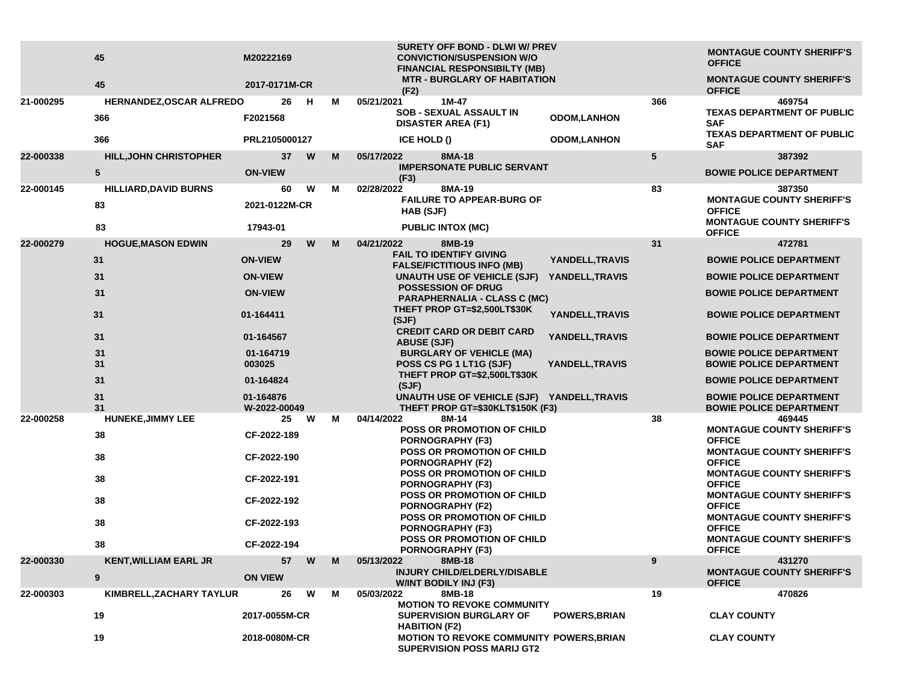| | | | | | | | | | |
|---|---|---|---|---|---|---|---|---|---|
| | 45 | M20222169 | | | | SURETY OFF BOND - DLWI W/ PREV CONVICTION/SUSPENSION W/O FINANCIAL RESPONSIBILTY (MB) | | | MONTAGUE COUNTY SHERIFF'S OFFICE |
| | 45 | 2017-0171M-CR | | | | MTR - BURGLARY OF HABITATION (F2) | | | MONTAGUE COUNTY SHERIFF'S OFFICE |
| 21-000295 | HERNANDEZ,OSCAR ALFREDO | 26 | H | M | 05/21/2021 | 1M-47 | | 366 | 469754 |
| | 366 | F2021568 | | | | SOB - SEXUAL ASSAULT IN DISASTER AREA (F1) | ODOM,LANHON | | TEXAS DEPARTMENT OF PUBLIC SAF |
| | 366 | PRL2105000127 | | | | ICE HOLD () | ODOM,LANHON | | TEXAS DEPARTMENT OF PUBLIC SAF |
| 22-000338 | HILL,JOHN CHRISTOPHER | 37 | W | M | 05/17/2022 | 8MA-18 | | 5 | 387392 |
| | 5 | ON-VIEW | | | | IMPERSONATE PUBLIC SERVANT (F3) | | | BOWIE POLICE DEPARTMENT |
| 22-000145 | HILLIARD,DAVID BURNS | 60 | W | M | 02/28/2022 | 8MA-19 | | 83 | 387350 |
| | 83 | 2021-0122M-CR | | | | FAILURE TO APPEAR-BURG OF HAB (SJF) | | | MONTAGUE COUNTY SHERIFF'S OFFICE |
| | 83 | 17943-01 | | | | PUBLIC INTOX (MC) | | | MONTAGUE COUNTY SHERIFF'S OFFICE |
| 22-000279 | HOGUE,MASON EDWIN | 29 | W | M | 04/21/2022 | 8MB-19 | | 31 | 472781 |
| | 31 | ON-VIEW | | | | FAIL TO IDENTIFY GIVING FALSE/FICTITIOUS INFO (MB) | YANDELL,TRAVIS | | BOWIE POLICE DEPARTMENT |
| | 31 | ON-VIEW | | | | UNAUTH USE OF VEHICLE (SJF) | YANDELL,TRAVIS | | BOWIE POLICE DEPARTMENT |
| | 31 | ON-VIEW | | | | POSSESSION OF DRUG PARAPHERNALIA - CLASS C (MC) | | | BOWIE POLICE DEPARTMENT |
| | 31 | 01-164411 | | | | THEFT PROP GT=$2,500LT$30K (SJF) | YANDELL,TRAVIS | | BOWIE POLICE DEPARTMENT |
| | 31 | 01-164567 | | | | CREDIT CARD OR DEBIT CARD ABUSE (SJF) | YANDELL,TRAVIS | | BOWIE POLICE DEPARTMENT |
| | 31 | 01-164719 | | | | BURGLARY OF VEHICLE (MA) | | | BOWIE POLICE DEPARTMENT |
| | 31 | 003025 | | | | POSS CS PG 1 LT1G (SJF) | YANDELL,TRAVIS | | BOWIE POLICE DEPARTMENT |
| | 31 | 01-164824 | | | | THEFT PROP GT=$2,500LT$30K (SJF) | | | BOWIE POLICE DEPARTMENT |
| | 31 | 01-164876 | | | | UNAUTH USE OF VEHICLE (SJF) | YANDELL,TRAVIS | | BOWIE POLICE DEPARTMENT |
| | 31 | W-2022-00049 | | | | THEFT PROP GT=$30KLT$150K (F3) | | | BOWIE POLICE DEPARTMENT |
| 22-000258 | HUNEKE,JIMMY LEE | 25 | W | M | 04/14/2022 | 8M-14 | | 38 | 469445 |
| | 38 | CF-2022-189 | | | | POSS OR PROMOTION OF CHILD PORNOGRAPHY (F3) | | | MONTAGUE COUNTY SHERIFF'S OFFICE |
| | 38 | CF-2022-190 | | | | POSS OR PROMOTION OF CHILD PORNOGRAPHY (F2) | | | MONTAGUE COUNTY SHERIFF'S OFFICE |
| | 38 | CF-2022-191 | | | | POSS OR PROMOTION OF CHILD PORNOGRAPHY (F3) | | | MONTAGUE COUNTY SHERIFF'S OFFICE |
| | 38 | CF-2022-192 | | | | POSS OR PROMOTION OF CHILD PORNOGRAPHY (F2) | | | MONTAGUE COUNTY SHERIFF'S OFFICE |
| | 38 | CF-2022-193 | | | | POSS OR PROMOTION OF CHILD PORNOGRAPHY (F3) | | | MONTAGUE COUNTY SHERIFF'S OFFICE |
| | 38 | CF-2022-194 | | | | POSS OR PROMOTION OF CHILD PORNOGRAPHY (F3) | | | MONTAGUE COUNTY SHERIFF'S OFFICE |
| 22-000330 | KENT,WILLIAM EARL JR | 57 | W | M | 05/13/2022 | 8MB-18 | | 9 | 431270 |
| | 9 | ON VIEW | | | | INJURY CHILD/ELDERLY/DISABLE W/INT BODILY INJ (F3) | | | MONTAGUE COUNTY SHERIFF'S OFFICE |
| 22-000303 | KIMBRELL,ZACHARY TAYLUR | 26 | W | M | 05/03/2022 | 8MB-18 | | 19 | 470826 |
| | 19 | 2017-0055M-CR | | | | MOTION TO REVOKE COMMUNITY SUPERVISION BURGLARY OF HABITION (F2) | POWERS,BRIAN | | CLAY COUNTY |
| | 19 | 2018-0080M-CR | | | | MOTION TO REVOKE COMMUNITY SUPERVISION POSS MARIJ GT2 | POWERS,BRIAN | | CLAY COUNTY |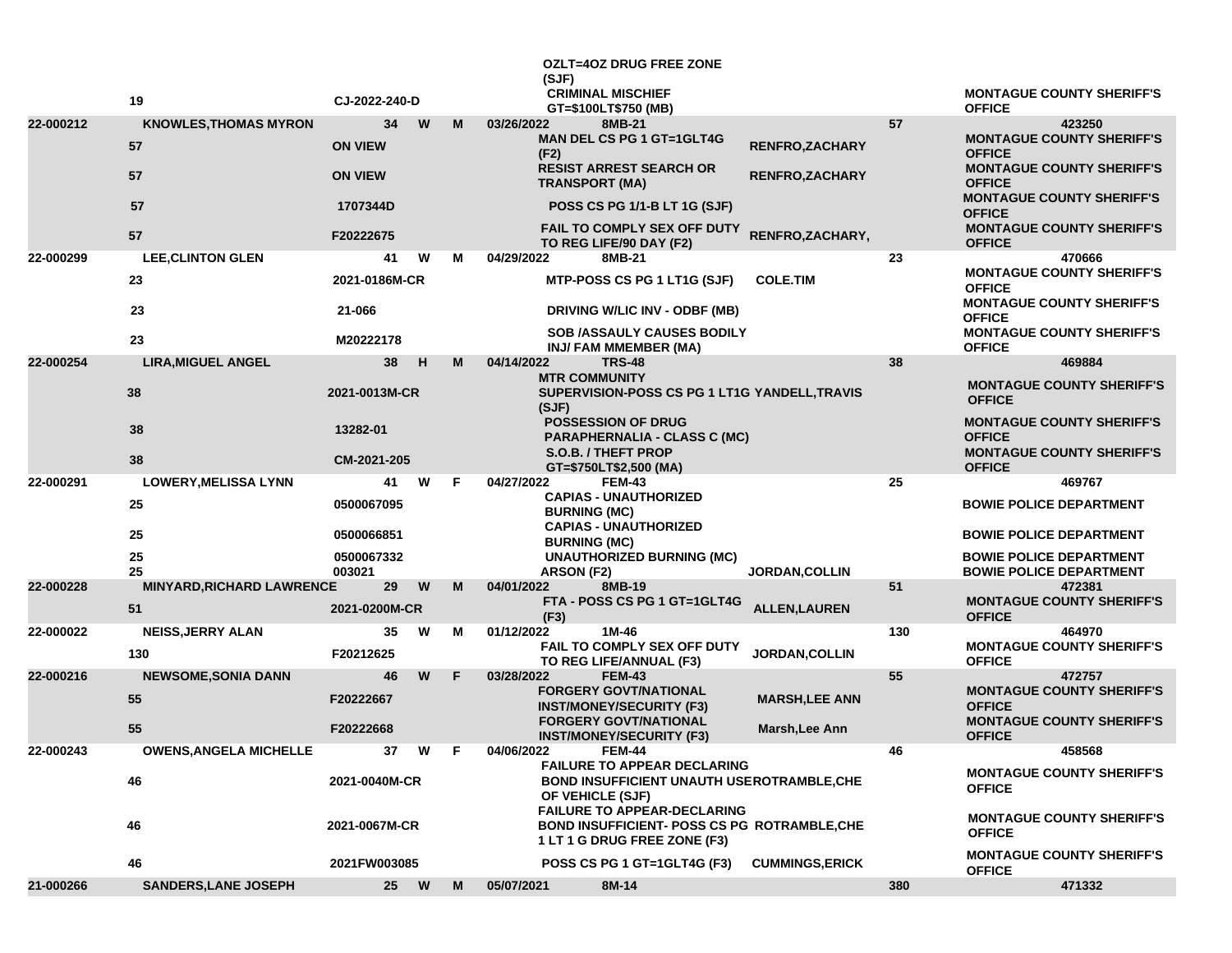| | | | | | | | | | |
|---|---|---|---|---|---|---|---|---|---|
| | | | | | | OZLT=4OZ DRUG FREE ZONE (SJF) | | | |
| | 19 | CJ-2022-240-D | | | | CRIMINAL MISCHIEF GT=$100LT$750 (MB) | | | MONTAGUE COUNTY SHERIFF'S OFFICE |
| 22-000212 | KNOWLES,THOMAS MYRON | 34 | W | M | 03/26/2022 | 8MB-21 | | 57 | 423250 |
| | 57 | ON VIEW | | | | MAN DEL CS PG 1 GT=1GLT4G (F2) | RENFRO,ZACHARY | | MONTAGUE COUNTY SHERIFF'S OFFICE |
| | 57 | ON VIEW | | | | RESIST ARREST SEARCH OR TRANSPORT (MA) | RENFRO,ZACHARY | | MONTAGUE COUNTY SHERIFF'S OFFICE |
| | 57 | 1707344D | | | | POSS CS PG 1/1-B LT 1G (SJF) | | | MONTAGUE COUNTY SHERIFF'S OFFICE |
| | 57 | F20222675 | | | | FAIL TO COMPLY SEX OFF DUTY TO REG LIFE/90 DAY (F2) | RENFRO,ZACHARY, | | MONTAGUE COUNTY SHERIFF'S OFFICE |
| 22-000299 | LEE,CLINTON GLEN | 41 | W | M | 04/29/2022 | 8MB-21 | | 23 | 470666 |
| | 23 | 2021-0186M-CR | | | | MTP-POSS CS PG 1 LT1G (SJF) | COLE.TIM | | MONTAGUE COUNTY SHERIFF'S OFFICE |
| | 23 | 21-066 | | | | DRIVING W/LIC INV - ODBF (MB) | | | MONTAGUE COUNTY SHERIFF'S OFFICE |
| | 23 | M20222178 | | | | SOB /ASSAULY CAUSES BODILY INJ/ FAM MMEMBER (MA) | | | MONTAGUE COUNTY SHERIFF'S OFFICE |
| 22-000254 | LIRA,MIGUEL ANGEL | 38 | H | M | 04/14/2022 | TRS-48 | | 38 | 469884 |
| | 38 | 2021-0013M-CR | | | | MTR COMMUNITY SUPERVISION-POSS CS PG 1 LT1G (SJF) | YANDELL,TRAVIS | | MONTAGUE COUNTY SHERIFF'S OFFICE |
| | 38 | 13282-01 | | | | POSSESSION OF DRUG PARAPHERNALIA - CLASS C (MC) | | | MONTAGUE COUNTY SHERIFF'S OFFICE |
| | 38 | CM-2021-205 | | | | S.O.B. / THEFT PROP GT=$750LT$2,500 (MA) | | | MONTAGUE COUNTY SHERIFF'S OFFICE |
| 22-000291 | LOWERY,MELISSA LYNN | 41 | W | F | 04/27/2022 | FEM-43 | | 25 | 469767 |
| | 25 | 0500067095 | | | | CAPIAS - UNAUTHORIZED BURNING (MC) | | | BOWIE POLICE DEPARTMENT |
| | 25 | 0500066851 | | | | CAPIAS - UNAUTHORIZED BURNING (MC) | | | BOWIE POLICE DEPARTMENT |
| | 25 | 0500067332 | | | | UNAUTHORIZED BURNING (MC) | | | BOWIE POLICE DEPARTMENT |
| | 25 | 003021 | | | | ARSON (F2) | JORDAN,COLLIN | | BOWIE POLICE DEPARTMENT |
| 22-000228 | MINYARD,RICHARD LAWRENCE | 29 | W | M | 04/01/2022 | 8MB-19 | | 51 | 472381 |
| | 51 | 2021-0200M-CR | | | | FTA - POSS CS PG 1 GT=1GLT4G (F3) | ALLEN,LAUREN | | MONTAGUE COUNTY SHERIFF'S OFFICE |
| 22-000022 | NEISS,JERRY ALAN | 35 | W | M | 01/12/2022 | 1M-46 | | 130 | 464970 |
| | 130 | F20212625 | | | | FAIL TO COMPLY SEX OFF DUTY TO REG LIFE/ANNUAL (F3) | JORDAN,COLLIN | | MONTAGUE COUNTY SHERIFF'S OFFICE |
| 22-000216 | NEWSOME,SONIA DANN | 46 | W | F | 03/28/2022 | FEM-43 | | 55 | 472757 |
| | 55 | F20222667 | | | | FORGERY GOVT/NATIONAL INST/MONEY/SECURITY (F3) | MARSH,LEE ANN | | MONTAGUE COUNTY SHERIFF'S OFFICE |
| | 55 | F20222668 | | | | FORGERY GOVT/NATIONAL INST/MONEY/SECURITY (F3) | Marsh,Lee Ann | | MONTAGUE COUNTY SHERIFF'S OFFICE |
| 22-000243 | OWENS,ANGELA MICHELLE | 37 | W | F | 04/06/2022 | FEM-44 | | 46 | 458568 |
| | 46 | 2021-0040M-CR | | | | FAILURE TO APPEAR DECLARING BOND INSUFFICIENT UNAUTH USE OF VEHICLE (SJF) | ROTRAMBLE,CHE | | MONTAGUE COUNTY SHERIFF'S OFFICE |
| | 46 | 2021-0067M-CR | | | | FAILURE TO APPEAR-DECLARING BOND INSUFFICIENT- POSS CS PG 1 LT 1 G DRUG FREE ZONE (F3) | ROTRAMBLE,CHE | | MONTAGUE COUNTY SHERIFF'S OFFICE |
| | 46 | 2021FW003085 | | | | POSS CS PG 1 GT=1GLT4G (F3) | CUMMINGS,ERICK | | MONTAGUE COUNTY SHERIFF'S OFFICE |
| 21-000266 | SANDERS,LANE JOSEPH | 25 | W | M | 05/07/2021 | 8M-14 | | 380 | 471332 |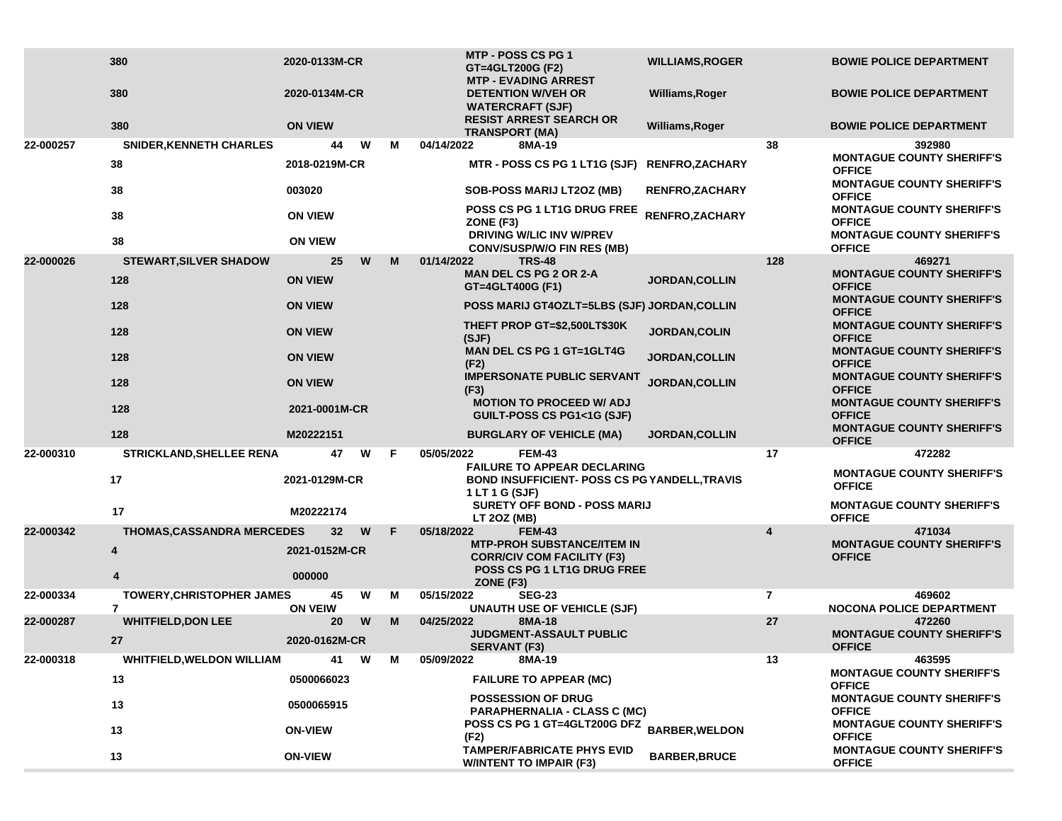| | | | | | | | | | |
|---|---|---|---|---|---|---|---|---|---|
| | 380 | 2020-0133M-CR | | | | MTP - POSS CS PG 1 GT=4GLT200G (F2) | WILLIAMS,ROGER | | BOWIE POLICE DEPARTMENT |
| | 380 | 2020-0134M-CR | | | | MTP - EVADING ARREST DETENTION W/VEH OR WATERCRAFT (SJF) | Williams,Roger | | BOWIE POLICE DEPARTMENT |
| | 380 | ON VIEW | | | | RESIST ARREST SEARCH OR TRANSPORT (MA) | Williams,Roger | | BOWIE POLICE DEPARTMENT |
| 22-000257 | SNIDER,KENNETH CHARLES | 44 | W | M | 04/14/2022 | 8MA-19 | | 38 | 392980 |
| | 38 | 2018-0219M-CR | | | | MTR - POSS CS PG 1 LT1G (SJF) | RENFRO,ZACHARY | | MONTAGUE COUNTY SHERIFF'S OFFICE |
| | 38 | 003020 | | | | SOB-POSS MARIJ LT2OZ (MB) | RENFRO,ZACHARY | | MONTAGUE COUNTY SHERIFF'S OFFICE |
| | 38 | ON VIEW | | | | POSS CS PG 1 LT1G DRUG FREE ZONE (F3) | RENFRO,ZACHARY | | MONTAGUE COUNTY SHERIFF'S OFFICE |
| | 38 | ON VIEW | | | | DRIVING W/LIC INV W/PREV CONV/SUSP/W/O FIN RES (MB) | | | MONTAGUE COUNTY SHERIFF'S OFFICE |
| 22-000026 | STEWART,SILVER SHADOW | 25 | W | M | 01/14/2022 | TRS-48 | | 128 | 469271 |
| | 128 | ON VIEW | | | | MAN DEL CS PG 2 OR 2-A GT=4GLT400G (F1) | JORDAN,COLLIN | | MONTAGUE COUNTY SHERIFF'S OFFICE |
| | 128 | ON VIEW | | | | POSS MARIJ GT4OZLT=5LBS (SJF) | JORDAN,COLLIN | | MONTAGUE COUNTY SHERIFF'S OFFICE |
| | 128 | ON VIEW | | | | THEFT PROP GT=$2,500LT$30K (SJF) | JORDAN,COLIN | | MONTAGUE COUNTY SHERIFF'S OFFICE |
| | 128 | ON VIEW | | | | MAN DEL CS PG 1 GT=1GLT4G (F2) | JORDAN,COLLIN | | MONTAGUE COUNTY SHERIFF'S OFFICE |
| | 128 | ON VIEW | | | | IMPERSONATE PUBLIC SERVANT (F3) | JORDAN,COLLIN | | MONTAGUE COUNTY SHERIFF'S OFFICE |
| | 128 | 2021-0001M-CR | | | | MOTION TO PROCEED W/ ADJ GUILT-POSS CS PG1<1G (SJF) | | | MONTAGUE COUNTY SHERIFF'S OFFICE |
| | 128 | M20222151 | | | | BURGLARY OF VEHICLE (MA) | JORDAN,COLLIN | | MONTAGUE COUNTY SHERIFF'S OFFICE |
| 22-000310 | STRICKLAND,SHELLEE RENA | 47 | W | F | 05/05/2022 | FEM-43 | | 17 | 472282 |
| | 17 | 2021-0129M-CR | | | | FAILURE TO APPEAR DECLARING BOND INSUFFICIENT- POSS CS PG 1 LT 1 G (SJF) | YANDELL,TRAVIS | | MONTAGUE COUNTY SHERIFF'S OFFICE |
| | 17 | M20222174 | | | | SURETY OFF BOND - POSS MARIJ LT 2OZ (MB) | | | MONTAGUE COUNTY SHERIFF'S OFFICE |
| 22-000342 | THOMAS,CASSANDRA MERCEDES | 32 | W | F | 05/18/2022 | FEM-43 | | 4 | 471034 |
| | 4 | 2021-0152M-CR | | | | MTP-PROH SUBSTANCE/ITEM IN CORR/CIV COM FACILITY (F3) | | | MONTAGUE COUNTY SHERIFF'S OFFICE |
| | 4 | 000000 | | | | POSS CS PG 1 LT1G DRUG FREE ZONE (F3) | | | |
| 22-000334 | TOWERY,CHRISTOPHER JAMES | 45 | W | M | 05/15/2022 | SEG-23 | | 7 | 469602 |
| | 7 | ON VEIW | | | | UNAUTH USE OF VEHICLE (SJF) | | | NOCONA POLICE DEPARTMENT |
| 22-000287 | WHITFIELD,DON LEE | 20 | W | M | 04/25/2022 | 8MA-18 | | 27 | 472260 |
| | 27 | 2020-0162M-CR | | | | JUDGMENT-ASSAULT PUBLIC SERVANT (F3) | | | MONTAGUE COUNTY SHERIFF'S OFFICE |
| 22-000318 | WHITFIELD,WELDON WILLIAM | 41 | W | M | 05/09/2022 | 8MA-19 | | 13 | 463595 |
| | 13 | 0500066023 | | | | FAILURE TO APPEAR (MC) | | | MONTAGUE COUNTY SHERIFF'S OFFICE |
| | 13 | 0500065915 | | | | POSSESSION OF DRUG PARAPHERNALIA - CLASS C (MC) | | | MONTAGUE COUNTY SHERIFF'S OFFICE |
| | 13 | ON-VIEW | | | | POSS CS PG 1 GT=4GLT200G DFZ (F2) | BARBER,WELDON | | MONTAGUE COUNTY SHERIFF'S OFFICE |
| | 13 | ON-VIEW | | | | TAMPER/FABRICATE PHYS EVID W/INTENT TO IMPAIR (F3) | BARBER,BRUCE | | MONTAGUE COUNTY SHERIFF'S OFFICE |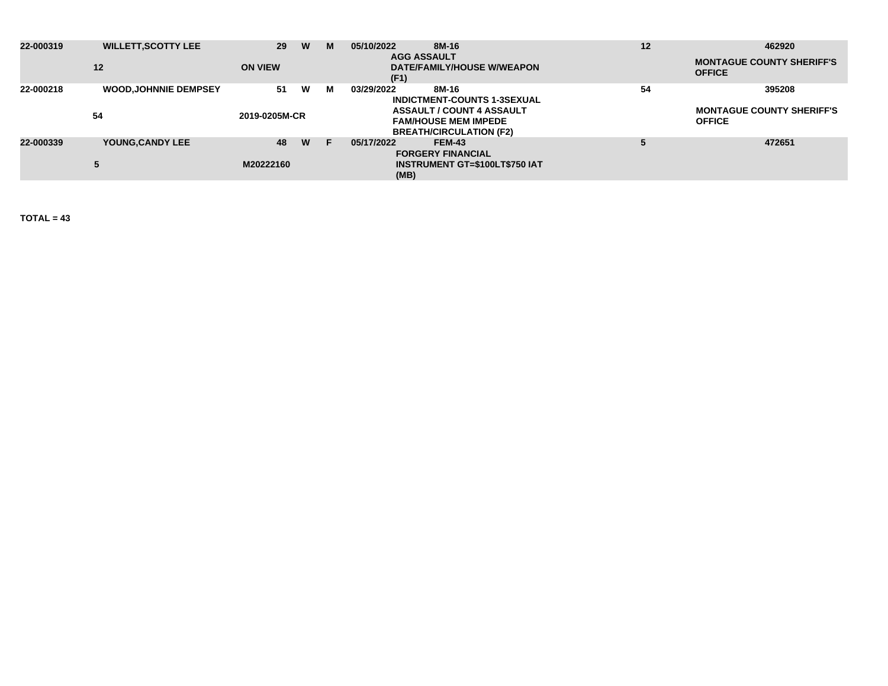| | | | | | | | | | |
|---|---|---|---|---|---|---|---|---|---|
| 22-000319 | WILLETT,SCOTTY LEE | 29 | W | M | 05/10/2022 | 8M-16 | 12 | 462920 | |
| | 12 | ON VIEW | | | | AGG ASSAULT DATE/FAMILY/HOUSE W/WEAPON (F1) | | MONTAGUE COUNTY SHERIFF'S OFFICE | |
| 22-000218 | WOOD,JOHNNIE DEMPSEY | 51 | W | M | 03/29/2022 | 8M-16 | 54 | 395208 | |
| | 54 | 2019-0205M-CR | | | | INDICTMENT-COUNTS 1-3SEXUAL ASSAULT / COUNT 4 ASSAULT FAM/HOUSE MEM IMPEDE BREATH/CIRCULATION (F2) | | MONTAGUE COUNTY SHERIFF'S OFFICE | |
| 22-000339 | YOUNG,CANDY LEE | 48 | W | F | 05/17/2022 | FEM-43 | 5 | 472651 | |
| | 5 | M20222160 | | | | FORGERY FINANCIAL INSTRUMENT GT=$100LT$750 IAT (MB) | | | |

**TOTAL = 43**